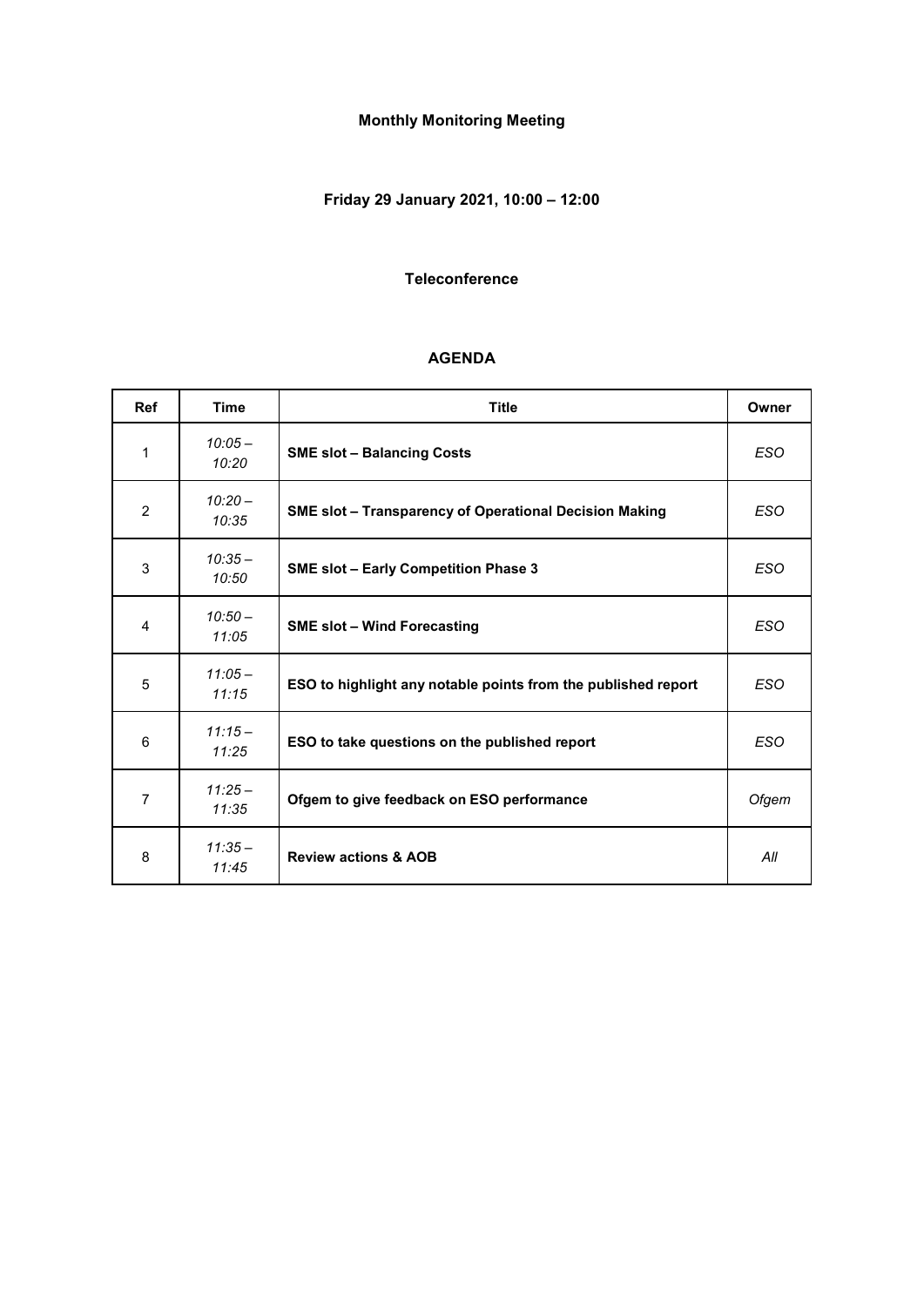**Monthly Monitoring Meeting**

**Friday 29 January 2021, 10:00 – 12:00**

**Teleconference**

**AGENDA**

| Ref | Time | Title | Owner |
|---|---|---|---|
| 1 | *10:05 – 10:20* | **SME slot – Balancing Costs** | *ESO* |
| 2 | *10:20 – 10:35* | **SME slot – Transparency of Operational Decision Making** | *ESO* |
| 3 | *10:35 – 10:50* | **SME slot – Early Competition Phase 3** | *ESO* |
| 4 | *10:50 – 11:05* | **SME slot – Wind Forecasting** | *ESO* |
| 5 | *11:05 – 11:15* | **ESO to highlight any notable points from the published report** | *ESO* |
| 6 | *11:15 – 11:25* | **ESO to take questions on the published report** | *ESO* |
| 7 | *11:25 – 11:35* | **Ofgem to give feedback on ESO performance** | *Ofgem* |
| 8 | *11:35 – 11:45* | **Review actions & AOB** | *All* |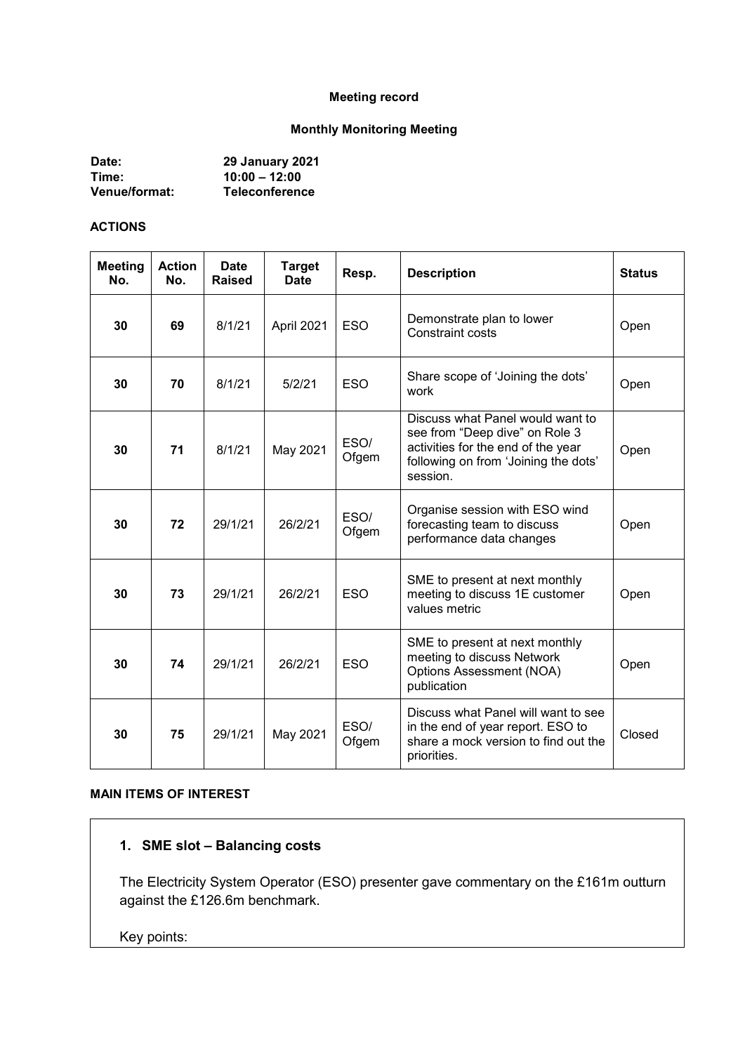**Meeting record**

**Monthly Monitoring Meeting**

**Date:** 29 January 2021
**Time:** 10:00 – 12:00
**Venue/format:** Teleconference

**ACTIONS**

| Meeting No. | Action No. | Date Raised | Target Date | Resp. | Description | Status |
|---|---|---|---|---|---|---|
| 30 | 69 | 8/1/21 | April 2021 | ESO | Demonstrate plan to lower Constraint costs | Open |
| 30 | 70 | 8/1/21 | 5/2/21 | ESO | Share scope of 'Joining the dots' work | Open |
| 30 | 71 | 8/1/21 | May 2021 | ESO/ Ofgem | Discuss what Panel would want to see from "Deep dive" on Role 3 activities for the end of the year following on from 'Joining the dots' session. | Open |
| 30 | 72 | 29/1/21 | 26/2/21 | ESO/ Ofgem | Organise session with ESO wind forecasting team to discuss performance data changes | Open |
| 30 | 73 | 29/1/21 | 26/2/21 | ESO | SME to present at next monthly meeting to discuss 1E customer values metric | Open |
| 30 | 74 | 29/1/21 | 26/2/21 | ESO | SME to present at next monthly meeting to discuss Network Options Assessment (NOA) publication | Open |
| 30 | 75 | 29/1/21 | May 2021 | ESO/ Ofgem | Discuss what Panel will want to see in the end of year report. ESO to share a mock version to find out the priorities. | Closed |

**MAIN ITEMS OF INTEREST**

### 1. SME slot – Balancing costs

The Electricity System Operator (ESO) presenter gave commentary on the £161m outturn against the £126.6m benchmark.

Key points: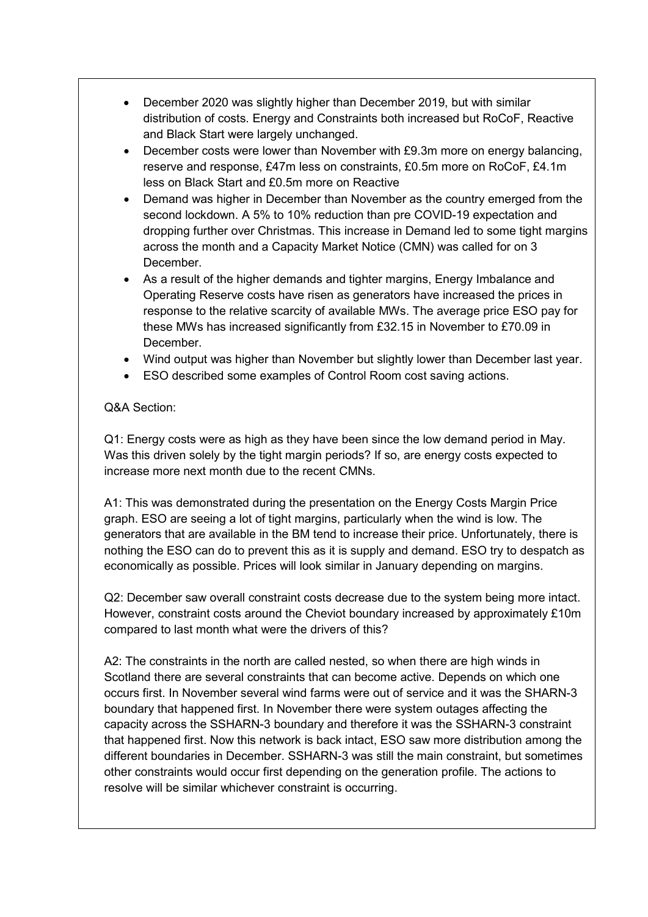- December 2020 was slightly higher than December 2019, but with similar distribution of costs. Energy and Constraints both increased but RoCoF, Reactive and Black Start were largely unchanged.
- December costs were lower than November with £9.3m more on energy balancing, reserve and response, £47m less on constraints, £0.5m more on RoCoF, £4.1m less on Black Start and £0.5m more on Reactive
- Demand was higher in December than November as the country emerged from the second lockdown. A 5% to 10% reduction than pre COVID-19 expectation and dropping further over Christmas. This increase in Demand led to some tight margins across the month and a Capacity Market Notice (CMN) was called for on 3 December.
- As a result of the higher demands and tighter margins, Energy Imbalance and Operating Reserve costs have risen as generators have increased the prices in response to the relative scarcity of available MWs. The average price ESO pay for these MWs has increased significantly from £32.15 in November to £70.09 in December.
- Wind output was higher than November but slightly lower than December last year.
- ESO described some examples of Control Room cost saving actions.

Q&A Section:

Q1: Energy costs were as high as they have been since the low demand period in May. Was this driven solely by the tight margin periods? If so, are energy costs expected to increase more next month due to the recent CMNs.

A1: This was demonstrated during the presentation on the Energy Costs Margin Price graph. ESO are seeing a lot of tight margins, particularly when the wind is low. The generators that are available in the BM tend to increase their price. Unfortunately, there is nothing the ESO can do to prevent this as it is supply and demand. ESO try to despatch as economically as possible. Prices will look similar in January depending on margins.

Q2: December saw overall constraint costs decrease due to the system being more intact. However, constraint costs around the Cheviot boundary increased by approximately £10m compared to last month what were the drivers of this?

A2: The constraints in the north are called nested, so when there are high winds in Scotland there are several constraints that can become active. Depends on which one occurs first. In November several wind farms were out of service and it was the SHARN-3 boundary that happened first. In November there were system outages affecting the capacity across the SSHARN-3 boundary and therefore it was the SSHARN-3 constraint that happened first. Now this network is back intact, ESO saw more distribution among the different boundaries in December. SSHARN-3 was still the main constraint, but sometimes other constraints would occur first depending on the generation profile. The actions to resolve will be similar whichever constraint is occurring.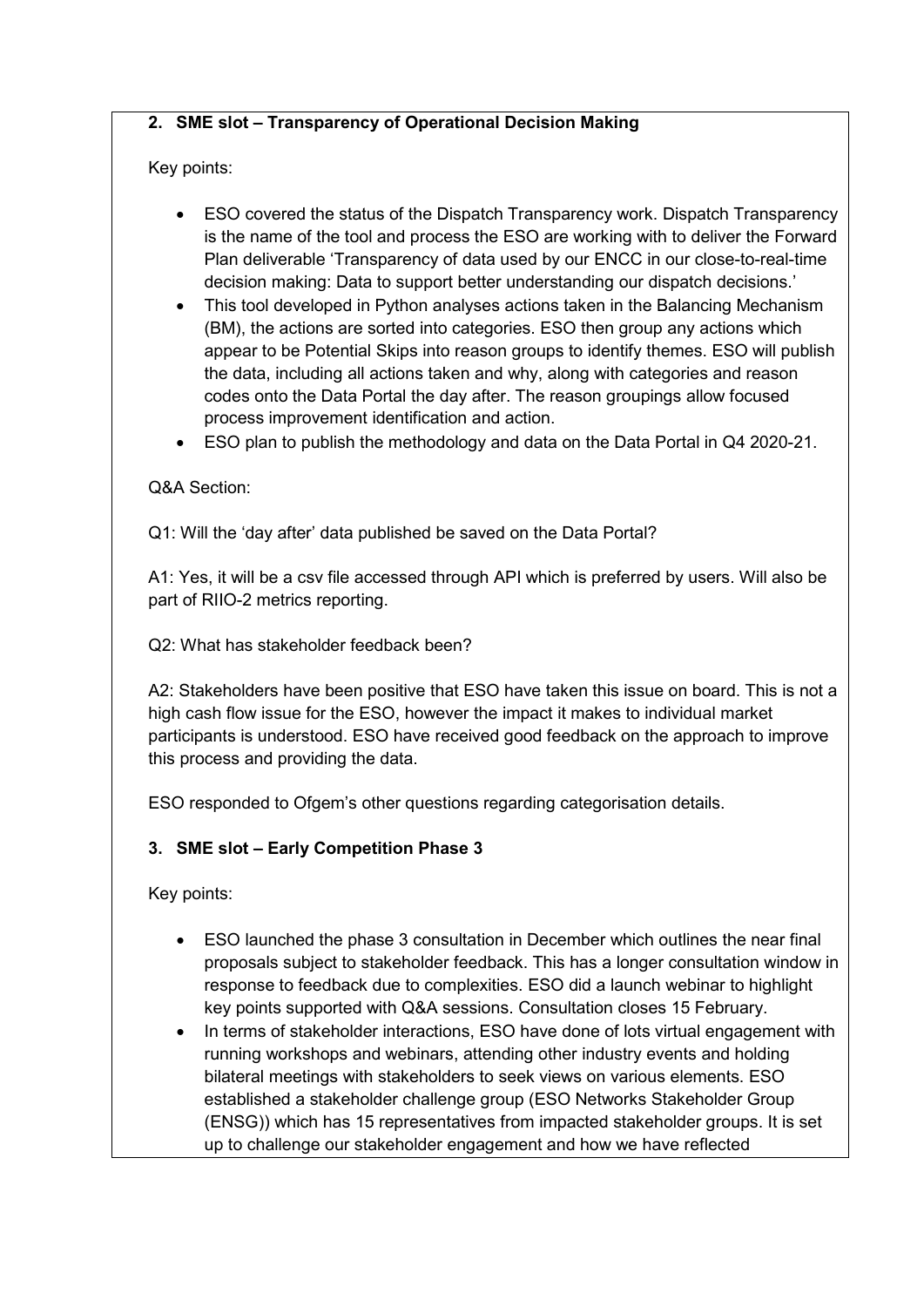**2. SME slot – Transparency of Operational Decision Making**

Key points:

- ESO covered the status of the Dispatch Transparency work. Dispatch Transparency is the name of the tool and process the ESO are working with to deliver the Forward Plan deliverable 'Transparency of data used by our ENCC in our close-to-real-time decision making: Data to support better understanding our dispatch decisions.'
- This tool developed in Python analyses actions taken in the Balancing Mechanism (BM), the actions are sorted into categories. ESO then group any actions which appear to be Potential Skips into reason groups to identify themes. ESO will publish the data, including all actions taken and why, along with categories and reason codes onto the Data Portal the day after. The reason groupings allow focused process improvement identification and action.
- ESO plan to publish the methodology and data on the Data Portal in Q4 2020-21.

Q&A Section:

Q1: Will the 'day after' data published be saved on the Data Portal?

A1: Yes, it will be a csv file accessed through API which is preferred by users. Will also be part of RIIO-2 metrics reporting.

Q2: What has stakeholder feedback been?

A2: Stakeholders have been positive that ESO have taken this issue on board. This is not a high cash flow issue for the ESO, however the impact it makes to individual market participants is understood. ESO have received good feedback on the approach to improve this process and providing the data.

ESO responded to Ofgem's other questions regarding categorisation details.

**3. SME slot – Early Competition Phase 3**

Key points:

- ESO launched the phase 3 consultation in December which outlines the near final proposals subject to stakeholder feedback. This has a longer consultation window in response to feedback due to complexities. ESO did a launch webinar to highlight key points supported with Q&A sessions. Consultation closes 15 February.
- In terms of stakeholder interactions, ESO have done of lots virtual engagement with running workshops and webinars, attending other industry events and holding bilateral meetings with stakeholders to seek views on various elements. ESO established a stakeholder challenge group (ESO Networks Stakeholder Group (ENSG)) which has 15 representatives from impacted stakeholder groups. It is set up to challenge our stakeholder engagement and how we have reflected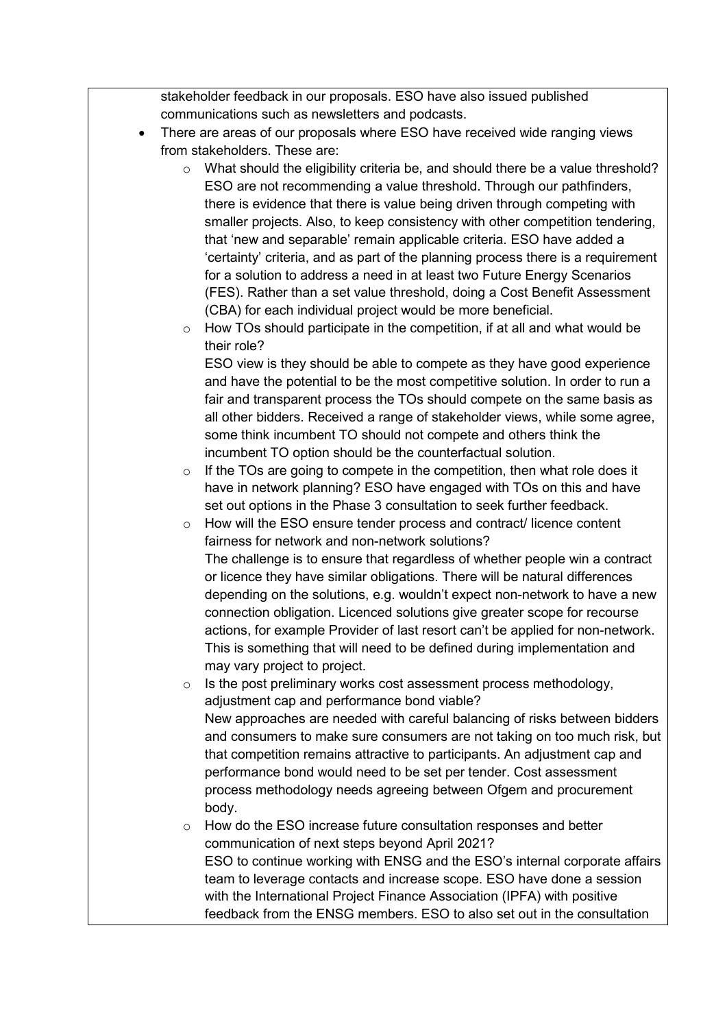stakeholder feedback in our proposals. ESO have also issued published communications such as newsletters and podcasts.

- There are areas of our proposals where ESO have received wide ranging views from stakeholders. These are:
  - What should the eligibility criteria be, and should there be a value threshold? ESO are not recommending a value threshold. Through our pathfinders, there is evidence that there is value being driven through competing with smaller projects. Also, to keep consistency with other competition tendering, that 'new and separable' remain applicable criteria. ESO have added a 'certainty' criteria, and as part of the planning process there is a requirement for a solution to address a need in at least two Future Energy Scenarios (FES). Rather than a set value threshold, doing a Cost Benefit Assessment (CBA) for each individual project would be more beneficial.
  - How TOs should participate in the competition, if at all and what would be their role?
    ESO view is they should be able to compete as they have good experience and have the potential to be the most competitive solution. In order to run a fair and transparent process the TOs should compete on the same basis as all other bidders. Received a range of stakeholder views, while some agree, some think incumbent TO should not compete and others think the incumbent TO option should be the counterfactual solution.
  - If the TOs are going to compete in the competition, then what role does it have in network planning? ESO have engaged with TOs on this and have set out options in the Phase 3 consultation to seek further feedback.
  - How will the ESO ensure tender process and contract/ licence content fairness for network and non-network solutions?
    The challenge is to ensure that regardless of whether people win a contract or licence they have similar obligations. There will be natural differences depending on the solutions, e.g. wouldn't expect non-network to have a new connection obligation. Licenced solutions give greater scope for recourse actions, for example Provider of last resort can't be applied for non-network. This is something that will need to be defined during implementation and may vary project to project.
  - Is the post preliminary works cost assessment process methodology, adjustment cap and performance bond viable?
    New approaches are needed with careful balancing of risks between bidders and consumers to make sure consumers are not taking on too much risk, but that competition remains attractive to participants. An adjustment cap and performance bond would need to be set per tender. Cost assessment process methodology needs agreeing between Ofgem and procurement body.
  - How do the ESO increase future consultation responses and better communication of next steps beyond April 2021?
    ESO to continue working with ENSG and the ESO's internal corporate affairs team to leverage contacts and increase scope. ESO have done a session with the International Project Finance Association (IPFA) with positive feedback from the ENSG members. ESO to also set out in the consultation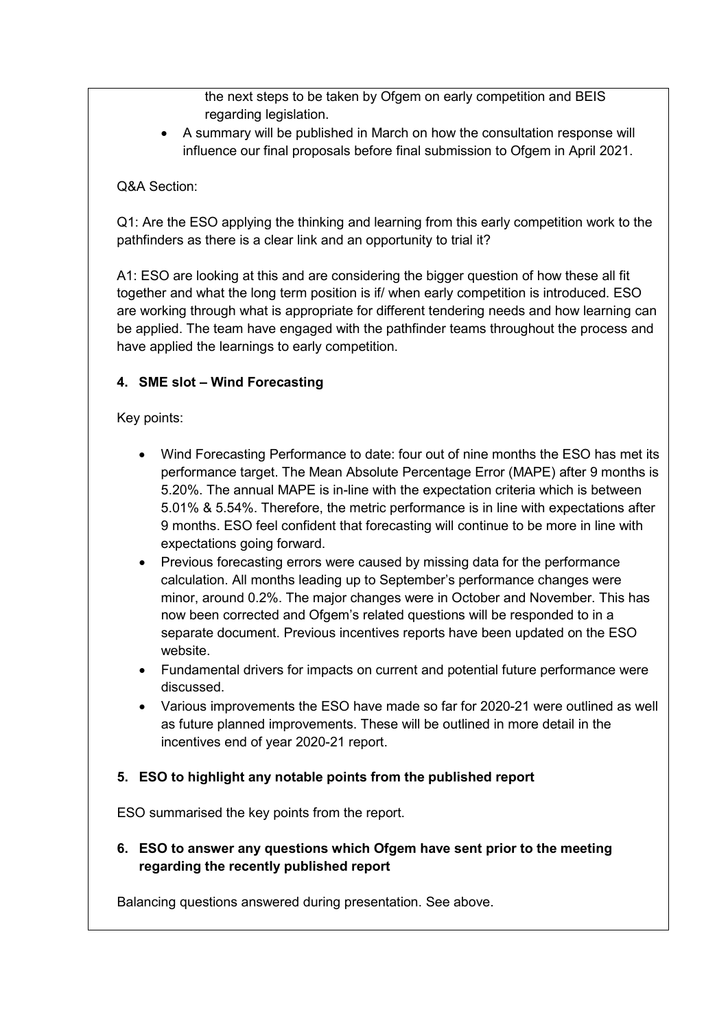the next steps to be taken by Ofgem on early competition and BEIS regarding legislation.

- A summary will be published in March on how the consultation response will influence our final proposals before final submission to Ofgem in April 2021.

Q&A Section:

Q1: Are the ESO applying the thinking and learning from this early competition work to the pathfinders as there is a clear link and an opportunity to trial it?

A1: ESO are looking at this and are considering the bigger question of how these all fit together and what the long term position is if/ when early competition is introduced. ESO are working through what is appropriate for different tendering needs and how learning can be applied. The team have engaged with the pathfinder teams throughout the process and have applied the learnings to early competition.

**4. SME slot – Wind Forecasting**

Key points:

- Wind Forecasting Performance to date: four out of nine months the ESO has met its performance target. The Mean Absolute Percentage Error (MAPE) after 9 months is 5.20%. The annual MAPE is in-line with the expectation criteria which is between 5.01% & 5.54%. Therefore, the metric performance is in line with expectations after 9 months. ESO feel confident that forecasting will continue to be more in line with expectations going forward.
- Previous forecasting errors were caused by missing data for the performance calculation. All months leading up to September's performance changes were minor, around 0.2%. The major changes were in October and November. This has now been corrected and Ofgem's related questions will be responded to in a separate document. Previous incentives reports have been updated on the ESO website.
- Fundamental drivers for impacts on current and potential future performance were discussed.
- Various improvements the ESO have made so far for 2020-21 were outlined as well as future planned improvements. These will be outlined in more detail in the incentives end of year 2020-21 report.

**5. ESO to highlight any notable points from the published report**

ESO summarised the key points from the report.

**6. ESO to answer any questions which Ofgem have sent prior to the meeting regarding the recently published report**

Balancing questions answered during presentation. See above.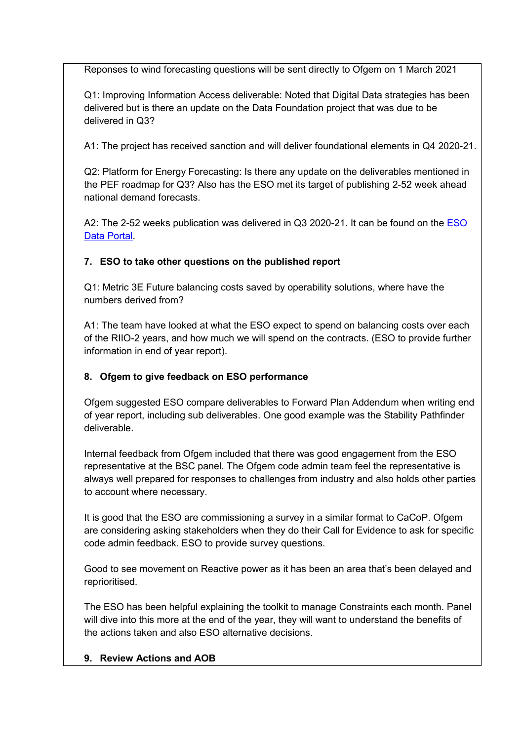Reponses to wind forecasting questions will be sent directly to Ofgem on 1 March 2021

Q1: Improving Information Access deliverable: Noted that Digital Data strategies has been delivered but is there an update on the Data Foundation project that was due to be delivered in Q3?

A1: The project has received sanction and will deliver foundational elements in Q4 2020-21.

Q2: Platform for Energy Forecasting: Is there any update on the deliverables mentioned in the PEF roadmap for Q3? Also has the ESO met its target of publishing 2-52 week ahead national demand forecasts.

A2: The 2-52 weeks publication was delivered in Q3 2020-21. It can be found on the [ESO Data Portal](ESO Data Portal).

**7. ESO to take other questions on the published report**

Q1: Metric 3E Future balancing costs saved by operability solutions, where have the numbers derived from?

A1: The team have looked at what the ESO expect to spend on balancing costs over each of the RIIO-2 years, and how much we will spend on the contracts. (ESO to provide further information in end of year report).

**8. Ofgem to give feedback on ESO performance**

Ofgem suggested ESO compare deliverables to Forward Plan Addendum when writing end of year report, including sub deliverables. One good example was the Stability Pathfinder deliverable.

Internal feedback from Ofgem included that there was good engagement from the ESO representative at the BSC panel. The Ofgem code admin team feel the representative is always well prepared for responses to challenges from industry and also holds other parties to account where necessary.

It is good that the ESO are commissioning a survey in a similar format to CaCoP. Ofgem are considering asking stakeholders when they do their Call for Evidence to ask for specific code admin feedback. ESO to provide survey questions.

Good to see movement on Reactive power as it has been an area that's been delayed and reprioritised.

The ESO has been helpful explaining the toolkit to manage Constraints each month. Panel will dive into this more at the end of the year, they will want to understand the benefits of the actions taken and also ESO alternative decisions.

**9. Review Actions and AOB**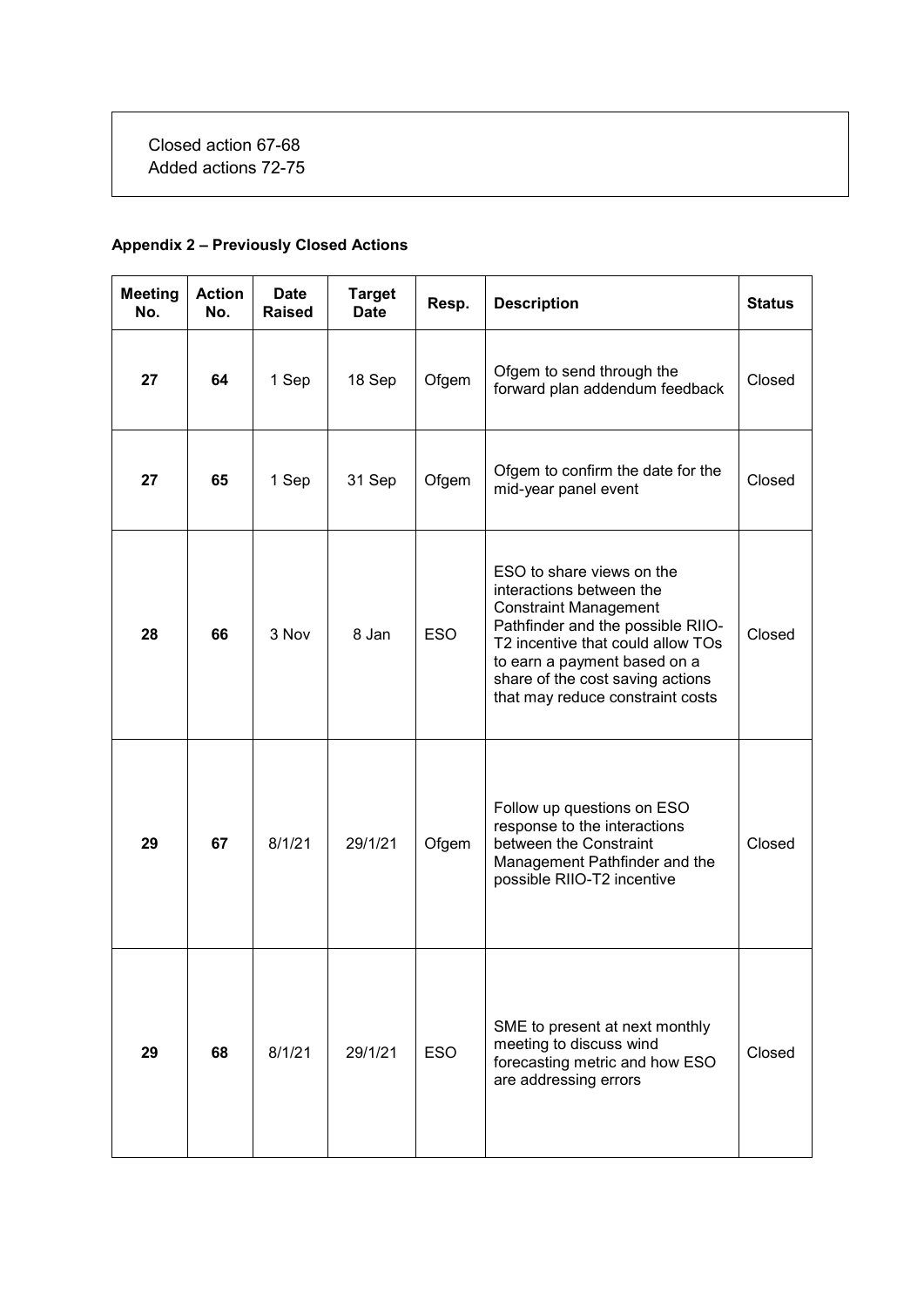Closed action 67-68
Added actions 72-75

**Appendix 2 – Previously Closed Actions**

| Meeting No. | Action No. | Date Raised | Target Date | Resp. | Description | Status |
|---|---|---|---|---|---|---|
| 27 | 64 | 1 Sep | 18 Sep | Ofgem | Ofgem to send through the forward plan addendum feedback | Closed |
| 27 | 65 | 1 Sep | 31 Sep | Ofgem | Ofgem to confirm the date for the mid-year panel event | Closed |
| 28 | 66 | 3 Nov | 8 Jan | ESO | ESO to share views on the interactions between the Constraint Management Pathfinder and the possible RIIO-T2 incentive that could allow TOs to earn a payment based on a share of the cost saving actions that may reduce constraint costs | Closed |
| 29 | 67 | 8/1/21 | 29/1/21 | Ofgem | Follow up questions on ESO response to the interactions between the Constraint Management Pathfinder and the possible RIIO-T2 incentive | Closed |
| 29 | 68 | 8/1/21 | 29/1/21 | ESO | SME to present at next monthly meeting to discuss wind forecasting metric and how ESO are addressing errors | Closed |